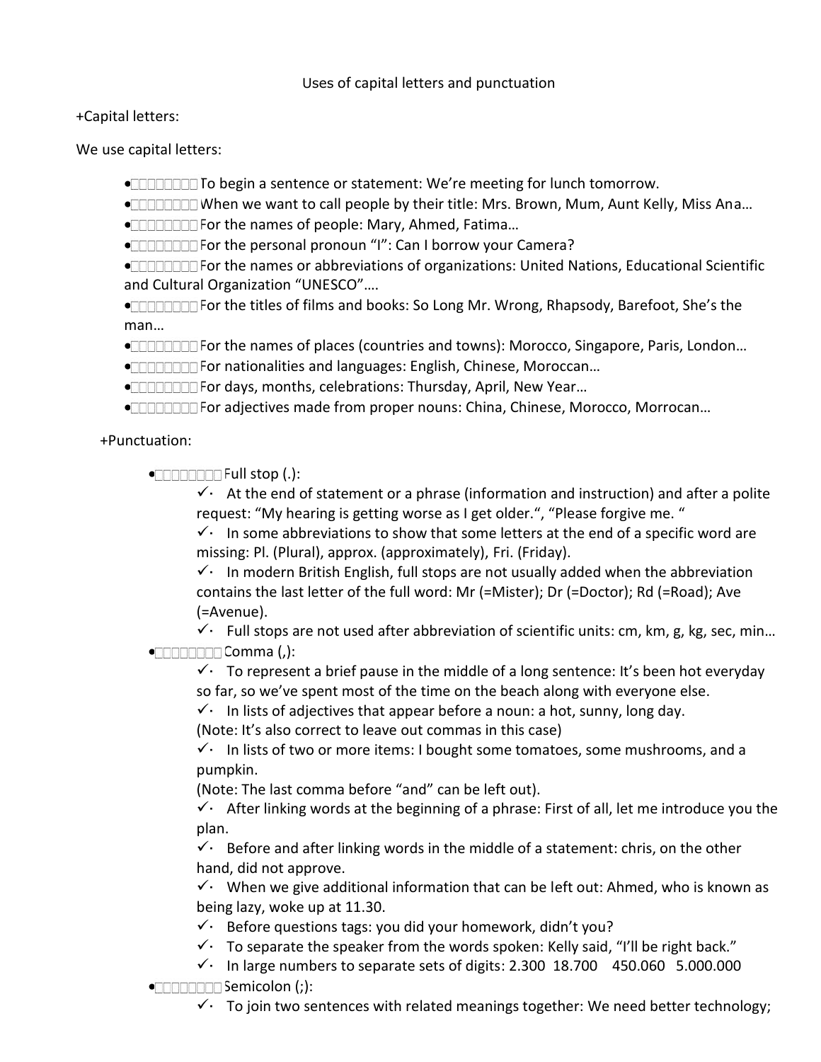Uses of capital letters and punctuation

+Capital letters:

We use capital letters:

- To begin a sentence or statement: We're meeting for lunch tomorrow.
- When we want to call people by their title: Mrs. Brown, Mum, Aunt Kelly, Miss Ana…
- For the names of people: Mary, Ahmed, Fatima…
- For the personal pronoun "I": Can I borrow your Camera?
- For the names or abbreviations of organizations: United Nations, Educational Scientific and Cultural Organization "UNESCO"….
- For the titles of films and books: So Long Mr. Wrong, Rhapsody, Barefoot, She's the man…
- For the names of places (countries and towns): Morocco, Singapore, Paris, London…
- For nationalities and languages: English, Chinese, Moroccan…
- For days, months, celebrations: Thursday, April, New Year…
- For adjectives made from proper nouns: China, Chinese, Morocco, Morrocan…

+Punctuation:

- Full stop (.):
  - ✓ At the end of statement or a phrase (information and instruction) and after a polite request: "My hearing is getting worse as I get older.", "Please forgive me. "
  - ✓ In some abbreviations to show that some letters at the end of a specific word are missing: Pl. (Plural), approx. (approximately), Fri. (Friday).
  - ✓ In modern British English, full stops are not usually added when the abbreviation contains the last letter of the full word: Mr (=Mister); Dr (=Doctor); Rd (=Road); Ave (=Avenue).
  - ✓ Full stops are not used after abbreviation of scientific units: cm, km, g, kg, sec, min…
- Comma (,):
  - ✓ To represent a brief pause in the middle of a long sentence: It's been hot everyday so far, so we've spent most of the time on the beach along with everyone else.
  - ✓ In lists of adjectives that appear before a noun: a hot, sunny, long day.
    (Note: It's also correct to leave out commas in this case)
  - ✓ In lists of two or more items: I bought some tomatoes, some mushrooms, and a pumpkin.
    (Note: The last comma before "and" can be left out).
  - ✓ After linking words at the beginning of a phrase: First of all, let me introduce you the plan.
  - ✓ Before and after linking words in the middle of a statement: chris, on the other hand, did not approve.
  - ✓ When we give additional information that can be left out: Ahmed, who is known as being lazy, woke up at 11.30.
  - ✓ Before questions tags: you did your homework, didn't you?
  - ✓ To separate the speaker from the words spoken: Kelly said, "I'll be right back."
  - ✓ In large numbers to separate sets of digits: 2.300 18.700 450.060 5.000.000
- Semicolon (;):
  - ✓ To join two sentences with related meanings together: We need better technology;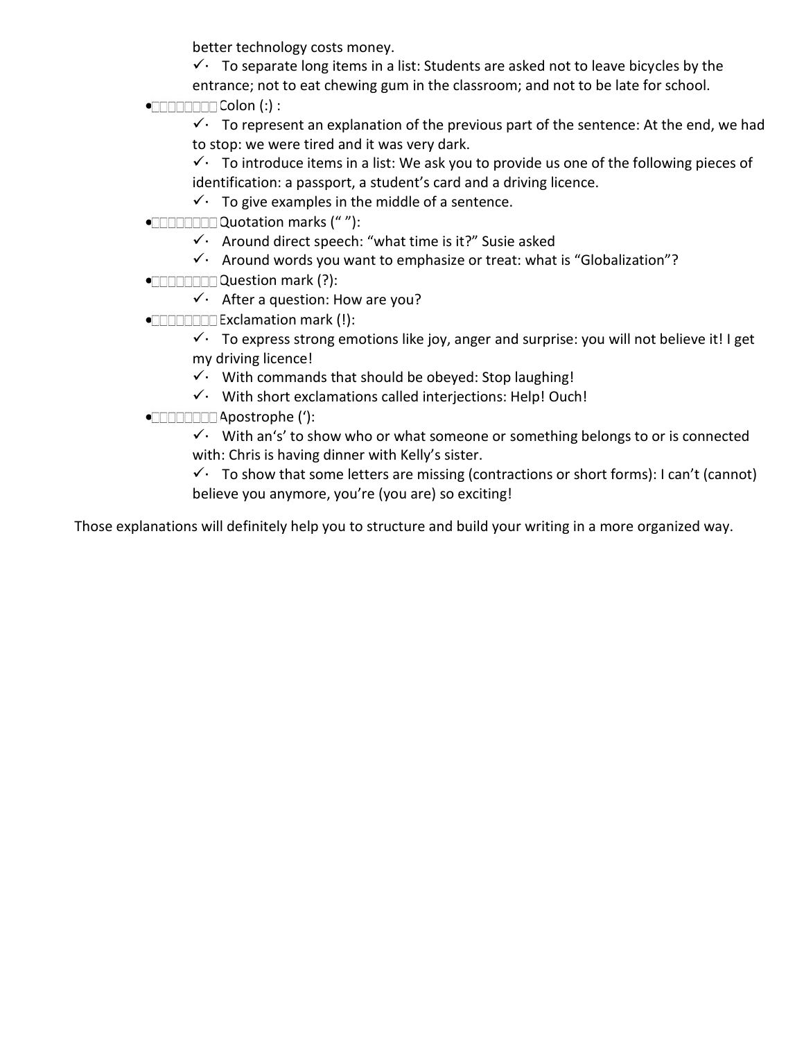better technology costs money.

- ✓ To separate long items in a list: Students are asked not to leave bicycles by the entrance; not to eat chewing gum in the classroom; and not to be late for school.

- Colon (:) :
  - ✓ To represent an explanation of the previous part of the sentence: At the end, we had to stop: we were tired and it was very dark.
  - ✓ To introduce items in a list: We ask you to provide us one of the following pieces of identification: a passport, a student's card and a driving licence.
  - ✓ To give examples in the middle of a sentence.
- Quotation marks (" "):
  - ✓ Around direct speech: "what time is it?" Susie asked
  - ✓ Around words you want to emphasize or treat: what is "Globalization"?
- Question mark (?):
  - ✓ After a question: How are you?
- Exclamation mark (!):
  - ✓ To express strong emotions like joy, anger and surprise: you will not believe it! I get my driving licence!
  - ✓ With commands that should be obeyed: Stop laughing!
  - ✓ With short exclamations called interjections: Help! Ouch!
- Apostrophe ('):
  - ✓ With an's' to show who or what someone or something belongs to or is connected with: Chris is having dinner with Kelly's sister.
  - ✓ To show that some letters are missing (contractions or short forms): I can't (cannot) believe you anymore, you're (you are) so exciting!

Those explanations will definitely help you to structure and build your writing in a more organized way.